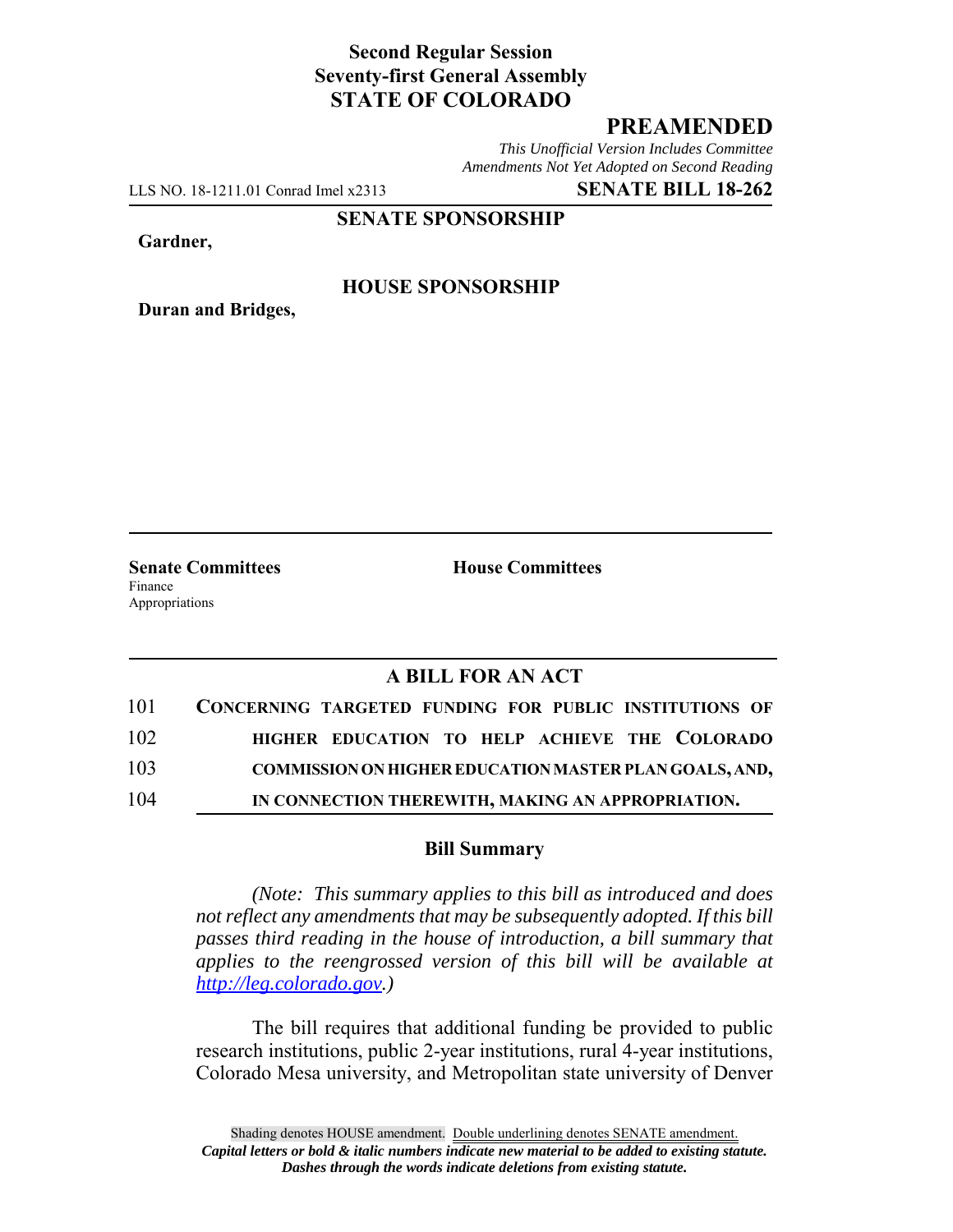**Second Regular Session**
**Seventy-first General Assembly**
**STATE OF COLORADO**

## PREAMENDED

*This Unofficial Version Includes Committee Amendments Not Yet Adopted on Second Reading*

LLS NO. 18-1211.01 Conrad Imel x2313 **SENATE BILL 18-262**

**SENATE SPONSORSHIP**

**Gardner,**

**HOUSE SPONSORSHIP**

**Duran and Bridges,**

**Senate Committees**
Finance
Appropriations

**House Committees**

### A BILL FOR AN ACT

101 **CONCERNING TARGETED FUNDING FOR PUBLIC INSTITUTIONS OF**
102 **HIGHER EDUCATION TO HELP ACHIEVE THE COLORADO**
103 **COMMISSION ON HIGHER EDUCATION MASTER PLAN GOALS, AND,**
104 **IN CONNECTION THEREWITH, MAKING AN APPROPRIATION.**

### Bill Summary

*(Note: This summary applies to this bill as introduced and does not reflect any amendments that may be subsequently adopted. If this bill passes third reading in the house of introduction, a bill summary that applies to the reengrossed version of this bill will be available at http://leg.colorado.gov.)*

The bill requires that additional funding be provided to public research institutions, public 2-year institutions, rural 4-year institutions, Colorado Mesa university, and Metropolitan state university of Denver

Shading denotes HOUSE amendment. Double underlining denotes SENATE amendment.
*Capital letters or bold & italic numbers indicate new material to be added to existing statute.*
*Dashes through the words indicate deletions from existing statute.*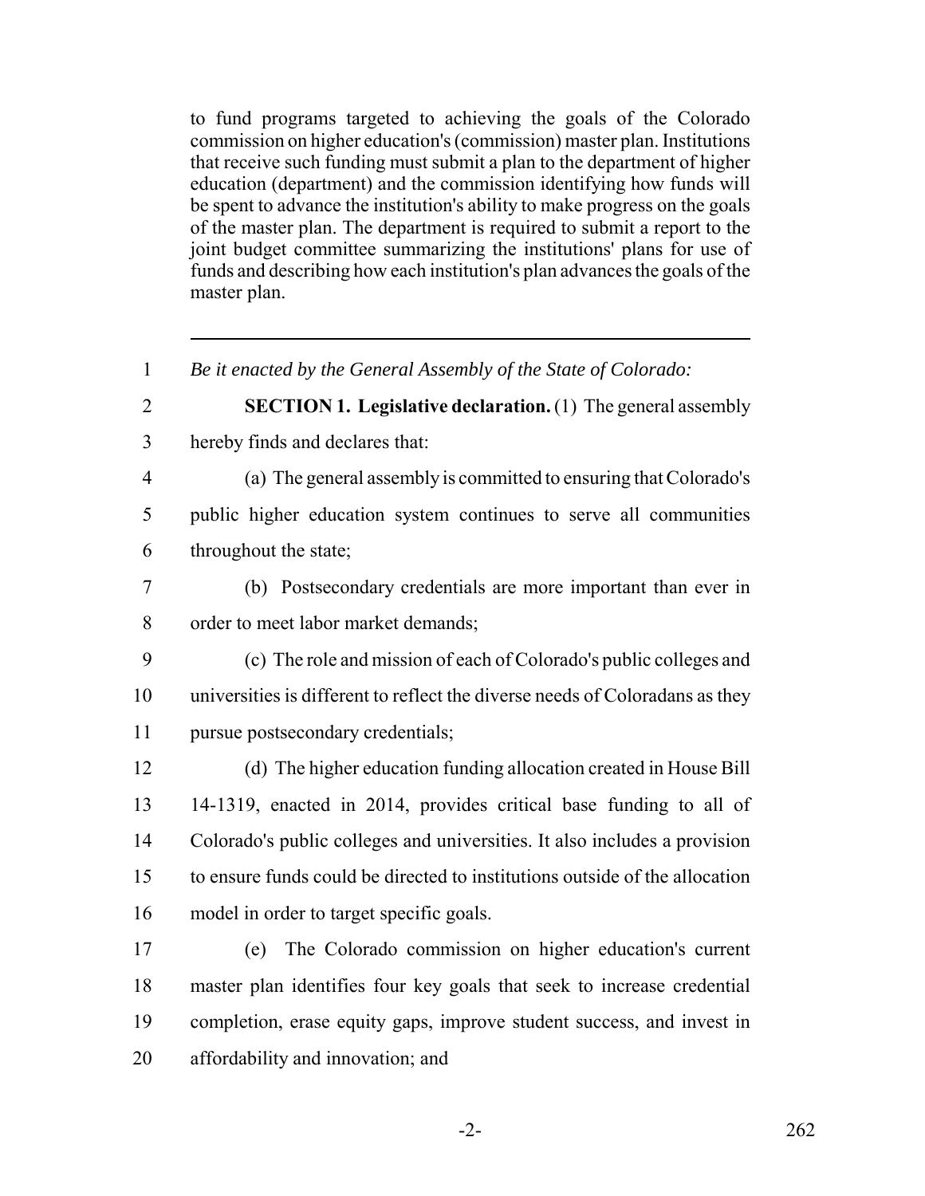to fund programs targeted to achieving the goals of the Colorado commission on higher education's (commission) master plan. Institutions that receive such funding must submit a plan to the department of higher education (department) and the commission identifying how funds will be spent to advance the institution's ability to make progress on the goals of the master plan. The department is required to submit a report to the joint budget committee summarizing the institutions' plans for use of funds and describing how each institution's plan advances the goals of the master plan.

---

1 *Be it enacted by the General Assembly of the State of Colorado:*

2 **SECTION 1. Legislative declaration.** (1) The general assembly
3 hereby finds and declares that:

4 (a) The general assembly is committed to ensuring that Colorado's
5 public higher education system continues to serve all communities
6 throughout the state;

7 (b) Postsecondary credentials are more important than ever in
8 order to meet labor market demands;

9 (c) The role and mission of each of Colorado's public colleges and
10 universities is different to reflect the diverse needs of Coloradans as they
11 pursue postsecondary credentials;

12 (d) The higher education funding allocation created in House Bill
13 14-1319, enacted in 2014, provides critical base funding to all of
14 Colorado's public colleges and universities. It also includes a provision
15 to ensure funds could be directed to institutions outside of the allocation
16 model in order to target specific goals.

17 (e) The Colorado commission on higher education's current
18 master plan identifies four key goals that seek to increase credential
19 completion, erase equity gaps, improve student success, and invest in
20 affordability and innovation; and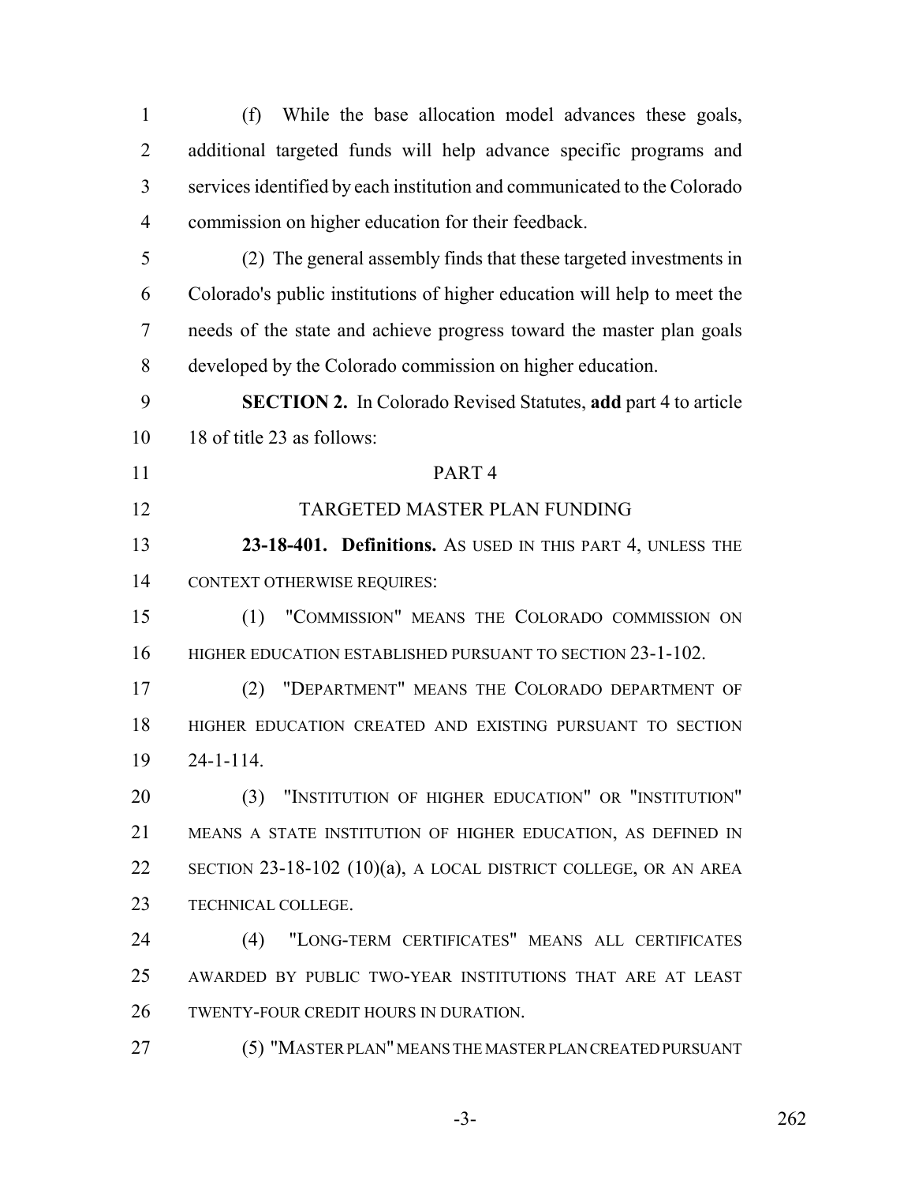(f) While the base allocation model advances these goals, additional targeted funds will help advance specific programs and services identified by each institution and communicated to the Colorado commission on higher education for their feedback.

(2) The general assembly finds that these targeted investments in Colorado's public institutions of higher education will help to meet the needs of the state and achieve progress toward the master plan goals developed by the Colorado commission on higher education.

**SECTION 2.** In Colorado Revised Statutes, **add** part 4 to article 18 of title 23 as follows:

PART 4

TARGETED MASTER PLAN FUNDING

**23-18-401. Definitions.** AS USED IN THIS PART 4, UNLESS THE CONTEXT OTHERWISE REQUIRES:

(1) "COMMISSION" MEANS THE COLORADO COMMISSION ON HIGHER EDUCATION ESTABLISHED PURSUANT TO SECTION 23-1-102.

(2) "DEPARTMENT" MEANS THE COLORADO DEPARTMENT OF HIGHER EDUCATION CREATED AND EXISTING PURSUANT TO SECTION 24-1-114.

(3) "INSTITUTION OF HIGHER EDUCATION" OR "INSTITUTION" MEANS A STATE INSTITUTION OF HIGHER EDUCATION, AS DEFINED IN SECTION 23-18-102 (10)(a), A LOCAL DISTRICT COLLEGE, OR AN AREA TECHNICAL COLLEGE.

(4) "LONG-TERM CERTIFICATES" MEANS ALL CERTIFICATES AWARDED BY PUBLIC TWO-YEAR INSTITUTIONS THAT ARE AT LEAST TWENTY-FOUR CREDIT HOURS IN DURATION.

(5) "MASTER PLAN" MEANS THE MASTER PLAN CREATED PURSUANT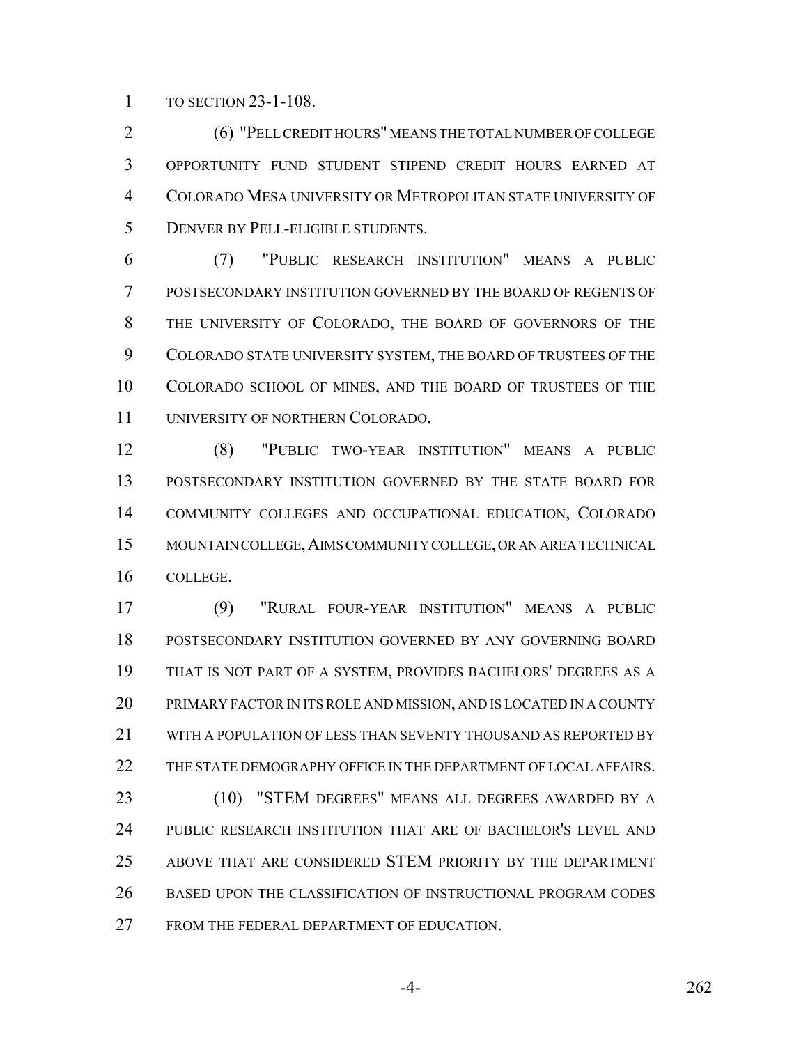TO SECTION 23-1-108.

(6) "PELL CREDIT HOURS" MEANS THE TOTAL NUMBER OF COLLEGE OPPORTUNITY FUND STUDENT STIPEND CREDIT HOURS EARNED AT COLORADO MESA UNIVERSITY OR METROPOLITAN STATE UNIVERSITY OF DENVER BY PELL-ELIGIBLE STUDENTS.

(7) "PUBLIC RESEARCH INSTITUTION" MEANS A PUBLIC POSTSECONDARY INSTITUTION GOVERNED BY THE BOARD OF REGENTS OF THE UNIVERSITY OF COLORADO, THE BOARD OF GOVERNORS OF THE COLORADO STATE UNIVERSITY SYSTEM, THE BOARD OF TRUSTEES OF THE COLORADO SCHOOL OF MINES, AND THE BOARD OF TRUSTEES OF THE UNIVERSITY OF NORTHERN COLORADO.

(8) "PUBLIC TWO-YEAR INSTITUTION" MEANS A PUBLIC POSTSECONDARY INSTITUTION GOVERNED BY THE STATE BOARD FOR COMMUNITY COLLEGES AND OCCUPATIONAL EDUCATION, COLORADO MOUNTAIN COLLEGE, AIMS COMMUNITY COLLEGE, OR AN AREA TECHNICAL COLLEGE.

(9) "RURAL FOUR-YEAR INSTITUTION" MEANS A PUBLIC POSTSECONDARY INSTITUTION GOVERNED BY ANY GOVERNING BOARD THAT IS NOT PART OF A SYSTEM, PROVIDES BACHELORS' DEGREES AS A PRIMARY FACTOR IN ITS ROLE AND MISSION, AND IS LOCATED IN A COUNTY WITH A POPULATION OF LESS THAN SEVENTY THOUSAND AS REPORTED BY THE STATE DEMOGRAPHY OFFICE IN THE DEPARTMENT OF LOCAL AFFAIRS.

(10) "STEM DEGREES" MEANS ALL DEGREES AWARDED BY A PUBLIC RESEARCH INSTITUTION THAT ARE OF BACHELOR'S LEVEL AND ABOVE THAT ARE CONSIDERED STEM PRIORITY BY THE DEPARTMENT BASED UPON THE CLASSIFICATION OF INSTRUCTIONAL PROGRAM CODES FROM THE FEDERAL DEPARTMENT OF EDUCATION.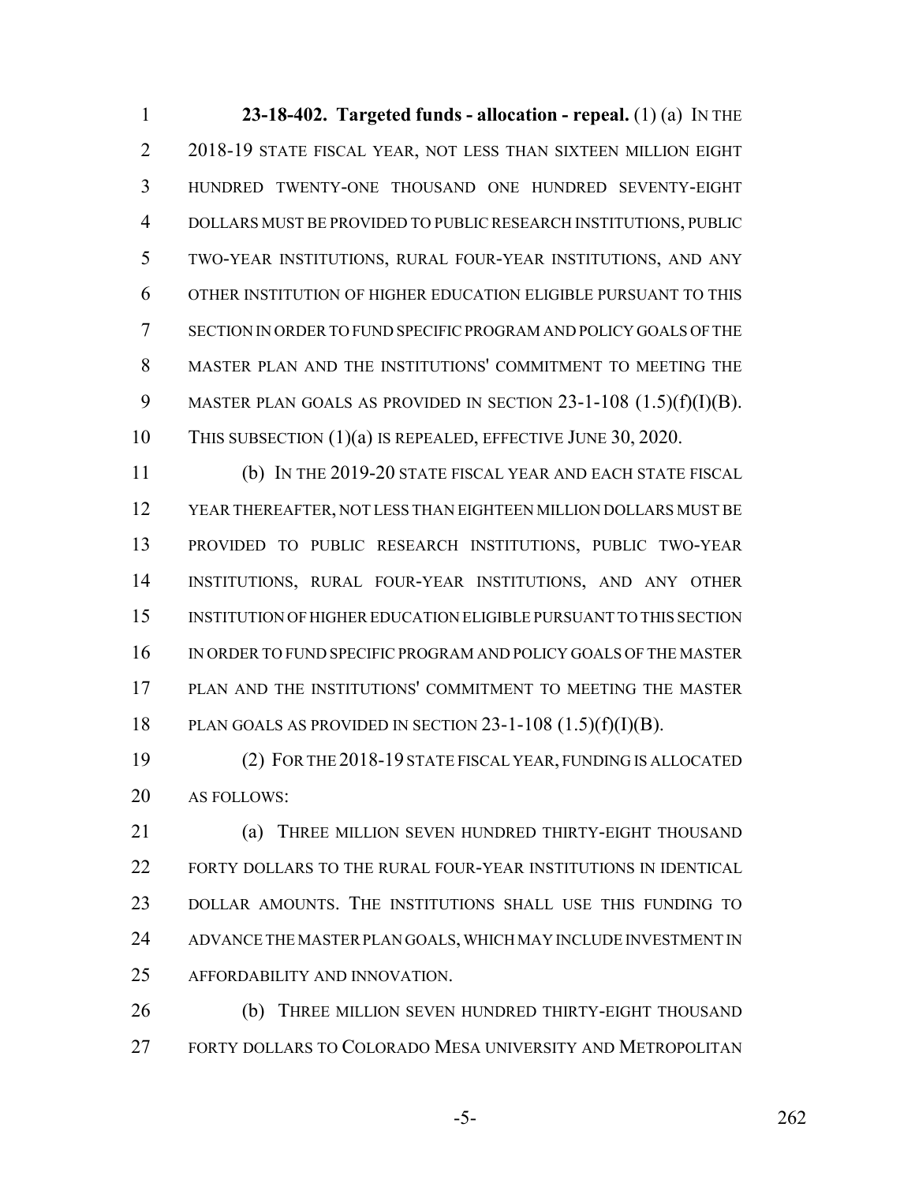**23-18-402. Targeted funds - allocation - repeal.** (1) (a) IN THE 2018-19 STATE FISCAL YEAR, NOT LESS THAN SIXTEEN MILLION EIGHT HUNDRED TWENTY-ONE THOUSAND ONE HUNDRED SEVENTY-EIGHT DOLLARS MUST BE PROVIDED TO PUBLIC RESEARCH INSTITUTIONS, PUBLIC TWO-YEAR INSTITUTIONS, RURAL FOUR-YEAR INSTITUTIONS, AND ANY OTHER INSTITUTION OF HIGHER EDUCATION ELIGIBLE PURSUANT TO THIS SECTION IN ORDER TO FUND SPECIFIC PROGRAM AND POLICY GOALS OF THE MASTER PLAN AND THE INSTITUTIONS' COMMITMENT TO MEETING THE MASTER PLAN GOALS AS PROVIDED IN SECTION 23-1-108 (1.5)(f)(I)(B). THIS SUBSECTION (1)(a) IS REPEALED, EFFECTIVE JUNE 30, 2020.

(b) IN THE 2019-20 STATE FISCAL YEAR AND EACH STATE FISCAL YEAR THEREAFTER, NOT LESS THAN EIGHTEEN MILLION DOLLARS MUST BE PROVIDED TO PUBLIC RESEARCH INSTITUTIONS, PUBLIC TWO-YEAR INSTITUTIONS, RURAL FOUR-YEAR INSTITUTIONS, AND ANY OTHER INSTITUTION OF HIGHER EDUCATION ELIGIBLE PURSUANT TO THIS SECTION IN ORDER TO FUND SPECIFIC PROGRAM AND POLICY GOALS OF THE MASTER PLAN AND THE INSTITUTIONS' COMMITMENT TO MEETING THE MASTER PLAN GOALS AS PROVIDED IN SECTION 23-1-108 (1.5)(f)(I)(B).

(2) FOR THE 2018-19 STATE FISCAL YEAR, FUNDING IS ALLOCATED AS FOLLOWS:

(a) THREE MILLION SEVEN HUNDRED THIRTY-EIGHT THOUSAND FORTY DOLLARS TO THE RURAL FOUR-YEAR INSTITUTIONS IN IDENTICAL DOLLAR AMOUNTS. THE INSTITUTIONS SHALL USE THIS FUNDING TO ADVANCE THE MASTER PLAN GOALS, WHICH MAY INCLUDE INVESTMENT IN AFFORDABILITY AND INNOVATION.

(b) THREE MILLION SEVEN HUNDRED THIRTY-EIGHT THOUSAND FORTY DOLLARS TO COLORADO MESA UNIVERSITY AND METROPOLITAN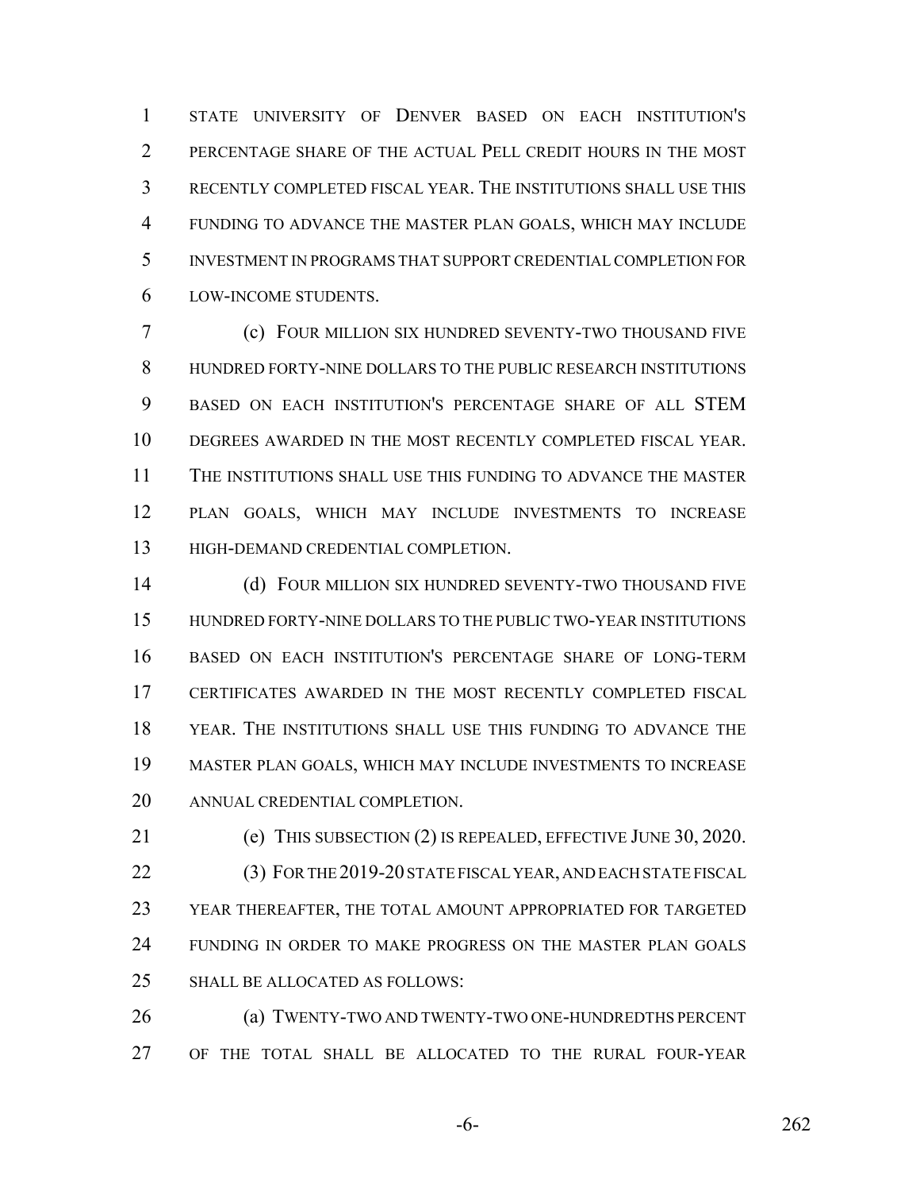STATE UNIVERSITY OF DENVER BASED ON EACH INSTITUTION'S PERCENTAGE SHARE OF THE ACTUAL PELL CREDIT HOURS IN THE MOST RECENTLY COMPLETED FISCAL YEAR. THE INSTITUTIONS SHALL USE THIS FUNDING TO ADVANCE THE MASTER PLAN GOALS, WHICH MAY INCLUDE INVESTMENT IN PROGRAMS THAT SUPPORT CREDENTIAL COMPLETION FOR LOW-INCOME STUDENTS.

(c) FOUR MILLION SIX HUNDRED SEVENTY-TWO THOUSAND FIVE HUNDRED FORTY-NINE DOLLARS TO THE PUBLIC RESEARCH INSTITUTIONS BASED ON EACH INSTITUTION'S PERCENTAGE SHARE OF ALL STEM DEGREES AWARDED IN THE MOST RECENTLY COMPLETED FISCAL YEAR. THE INSTITUTIONS SHALL USE THIS FUNDING TO ADVANCE THE MASTER PLAN GOALS, WHICH MAY INCLUDE INVESTMENTS TO INCREASE HIGH-DEMAND CREDENTIAL COMPLETION.

(d) FOUR MILLION SIX HUNDRED SEVENTY-TWO THOUSAND FIVE HUNDRED FORTY-NINE DOLLARS TO THE PUBLIC TWO-YEAR INSTITUTIONS BASED ON EACH INSTITUTION'S PERCENTAGE SHARE OF LONG-TERM CERTIFICATES AWARDED IN THE MOST RECENTLY COMPLETED FISCAL YEAR. THE INSTITUTIONS SHALL USE THIS FUNDING TO ADVANCE THE MASTER PLAN GOALS, WHICH MAY INCLUDE INVESTMENTS TO INCREASE ANNUAL CREDENTIAL COMPLETION.

(e) THIS SUBSECTION (2) IS REPEALED, EFFECTIVE JUNE 30, 2020.

(3) FOR THE 2019-20 STATE FISCAL YEAR, AND EACH STATE FISCAL YEAR THEREAFTER, THE TOTAL AMOUNT APPROPRIATED FOR TARGETED FUNDING IN ORDER TO MAKE PROGRESS ON THE MASTER PLAN GOALS SHALL BE ALLOCATED AS FOLLOWS:

(a) TWENTY-TWO AND TWENTY-TWO ONE-HUNDREDTHS PERCENT OF THE TOTAL SHALL BE ALLOCATED TO THE RURAL FOUR-YEAR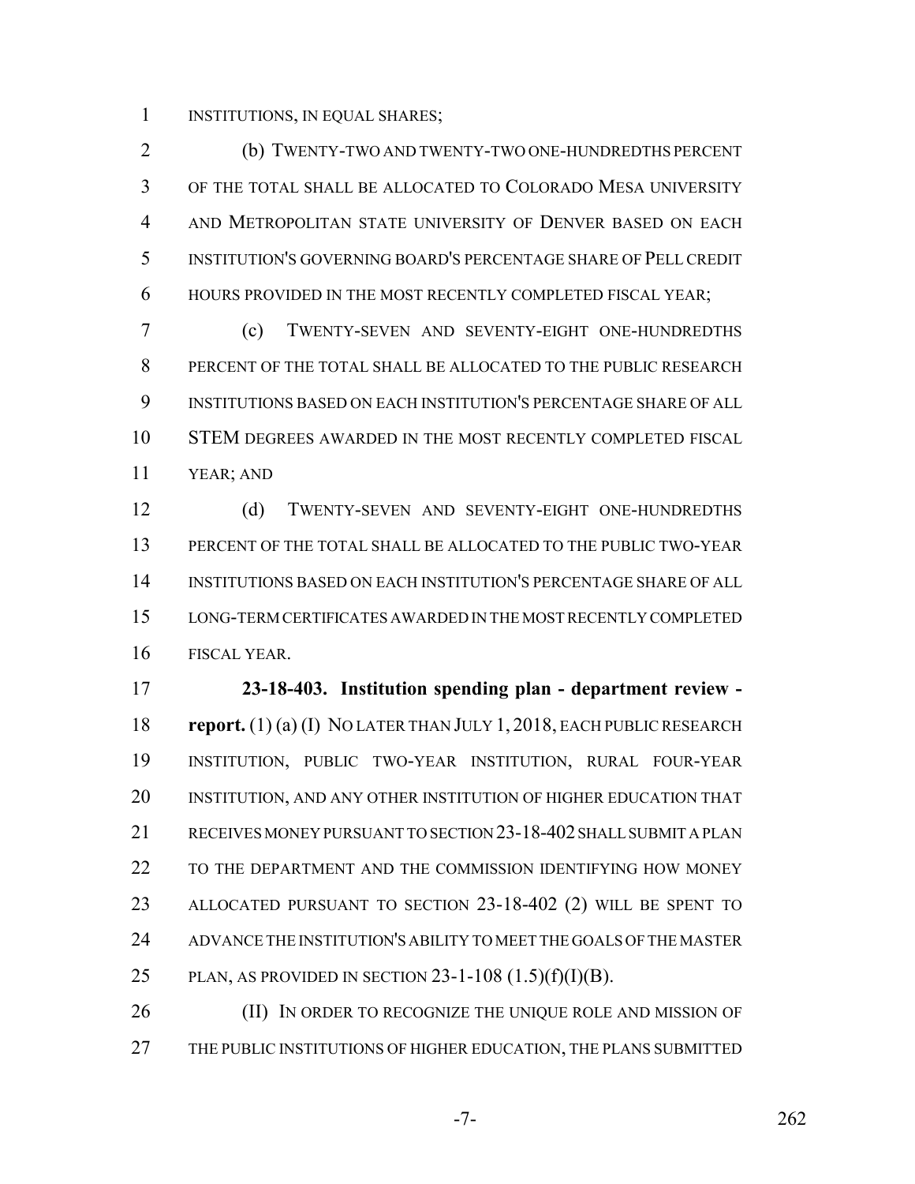INSTITUTIONS, IN EQUAL SHARES;

(b) TWENTY-TWO AND TWENTY-TWO ONE-HUNDREDTHS PERCENT OF THE TOTAL SHALL BE ALLOCATED TO COLORADO MESA UNIVERSITY AND METROPOLITAN STATE UNIVERSITY OF DENVER BASED ON EACH INSTITUTION'S GOVERNING BOARD'S PERCENTAGE SHARE OF PELL CREDIT HOURS PROVIDED IN THE MOST RECENTLY COMPLETED FISCAL YEAR;

(c) TWENTY-SEVEN AND SEVENTY-EIGHT ONE-HUNDREDTHS PERCENT OF THE TOTAL SHALL BE ALLOCATED TO THE PUBLIC RESEARCH INSTITUTIONS BASED ON EACH INSTITUTION'S PERCENTAGE SHARE OF ALL STEM DEGREES AWARDED IN THE MOST RECENTLY COMPLETED FISCAL YEAR; AND

(d) TWENTY-SEVEN AND SEVENTY-EIGHT ONE-HUNDREDTHS PERCENT OF THE TOTAL SHALL BE ALLOCATED TO THE PUBLIC TWO-YEAR INSTITUTIONS BASED ON EACH INSTITUTION'S PERCENTAGE SHARE OF ALL LONG-TERM CERTIFICATES AWARDED IN THE MOST RECENTLY COMPLETED FISCAL YEAR.

**23-18-403. Institution spending plan - department review - report.** (1) (a) (I) NO LATER THAN JULY 1, 2018, EACH PUBLIC RESEARCH INSTITUTION, PUBLIC TWO-YEAR INSTITUTION, RURAL FOUR-YEAR INSTITUTION, AND ANY OTHER INSTITUTION OF HIGHER EDUCATION THAT RECEIVES MONEY PURSUANT TO SECTION 23-18-402 SHALL SUBMIT A PLAN TO THE DEPARTMENT AND THE COMMISSION IDENTIFYING HOW MONEY ALLOCATED PURSUANT TO SECTION 23-18-402 (2) WILL BE SPENT TO ADVANCE THE INSTITUTION'S ABILITY TO MEET THE GOALS OF THE MASTER PLAN, AS PROVIDED IN SECTION 23-1-108 (1.5)(f)(I)(B).

(II) IN ORDER TO RECOGNIZE THE UNIQUE ROLE AND MISSION OF THE PUBLIC INSTITUTIONS OF HIGHER EDUCATION, THE PLANS SUBMITTED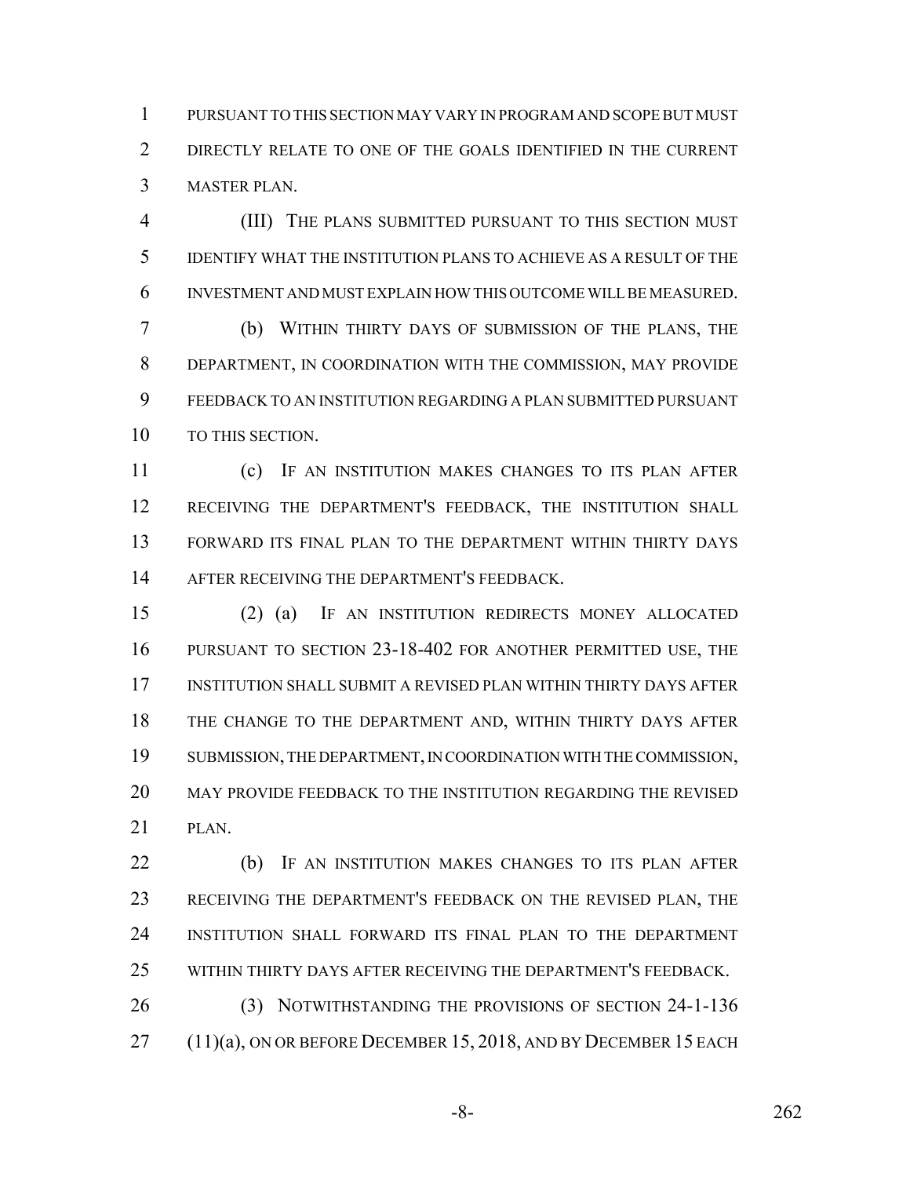PURSUANT TO THIS SECTION MAY VARY IN PROGRAM AND SCOPE BUT MUST DIRECTLY RELATE TO ONE OF THE GOALS IDENTIFIED IN THE CURRENT MASTER PLAN.

(III) THE PLANS SUBMITTED PURSUANT TO THIS SECTION MUST IDENTIFY WHAT THE INSTITUTION PLANS TO ACHIEVE AS A RESULT OF THE INVESTMENT AND MUST EXPLAIN HOW THIS OUTCOME WILL BE MEASURED.

(b) WITHIN THIRTY DAYS OF SUBMISSION OF THE PLANS, THE DEPARTMENT, IN COORDINATION WITH THE COMMISSION, MAY PROVIDE FEEDBACK TO AN INSTITUTION REGARDING A PLAN SUBMITTED PURSUANT TO THIS SECTION.

(c) IF AN INSTITUTION MAKES CHANGES TO ITS PLAN AFTER RECEIVING THE DEPARTMENT'S FEEDBACK, THE INSTITUTION SHALL FORWARD ITS FINAL PLAN TO THE DEPARTMENT WITHIN THIRTY DAYS AFTER RECEIVING THE DEPARTMENT'S FEEDBACK.

(2) (a) IF AN INSTITUTION REDIRECTS MONEY ALLOCATED PURSUANT TO SECTION 23-18-402 FOR ANOTHER PERMITTED USE, THE INSTITUTION SHALL SUBMIT A REVISED PLAN WITHIN THIRTY DAYS AFTER THE CHANGE TO THE DEPARTMENT AND, WITHIN THIRTY DAYS AFTER SUBMISSION, THE DEPARTMENT, IN COORDINATION WITH THE COMMISSION, MAY PROVIDE FEEDBACK TO THE INSTITUTION REGARDING THE REVISED PLAN.

(b) IF AN INSTITUTION MAKES CHANGES TO ITS PLAN AFTER RECEIVING THE DEPARTMENT'S FEEDBACK ON THE REVISED PLAN, THE INSTITUTION SHALL FORWARD ITS FINAL PLAN TO THE DEPARTMENT WITHIN THIRTY DAYS AFTER RECEIVING THE DEPARTMENT'S FEEDBACK.

(3) NOTWITHSTANDING THE PROVISIONS OF SECTION 24-1-136 (11)(a), ON OR BEFORE DECEMBER 15, 2018, AND BY DECEMBER 15 EACH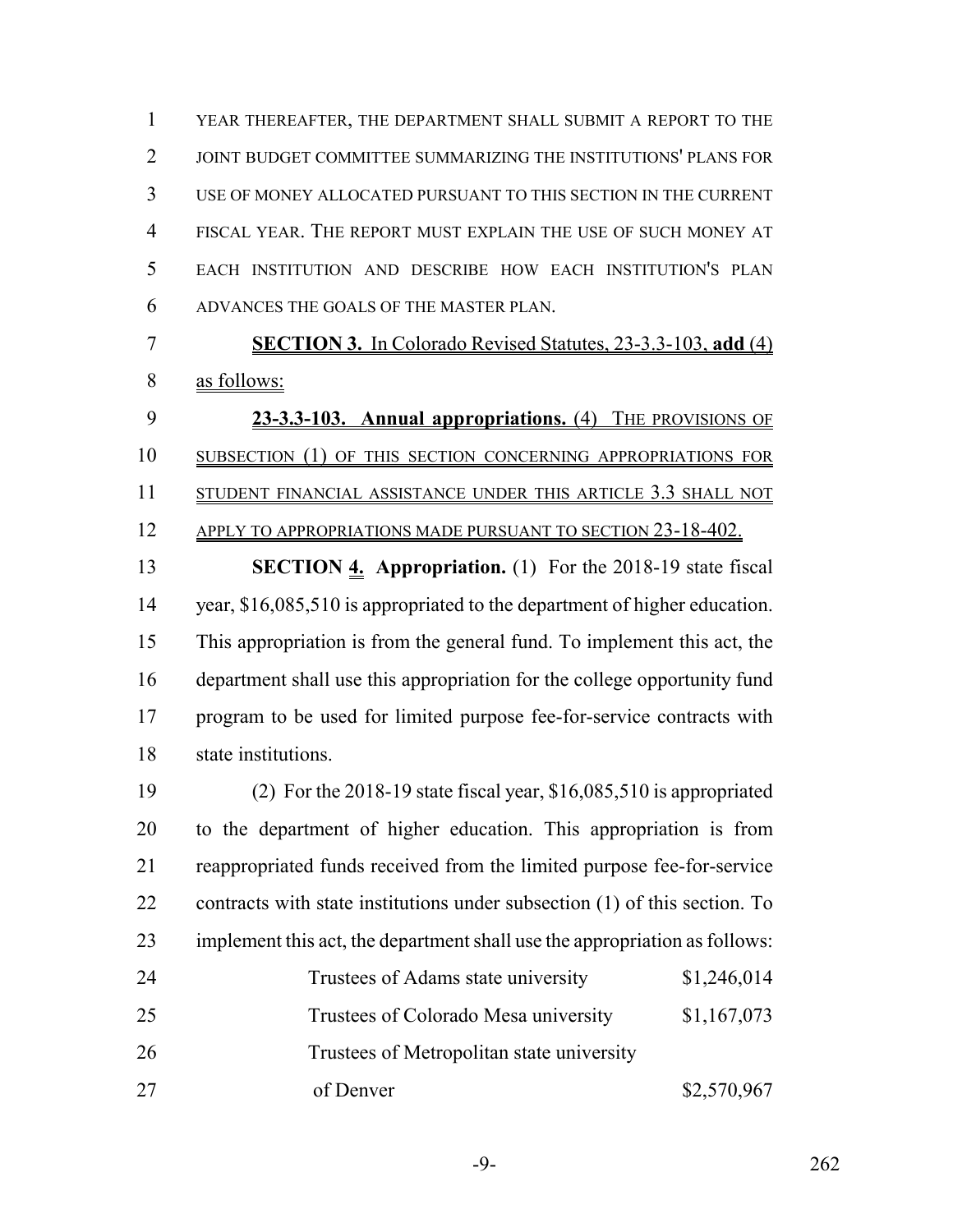YEAR THEREAFTER, THE DEPARTMENT SHALL SUBMIT A REPORT TO THE JOINT BUDGET COMMITTEE SUMMARIZING THE INSTITUTIONS' PLANS FOR USE OF MONEY ALLOCATED PURSUANT TO THIS SECTION IN THE CURRENT FISCAL YEAR. THE REPORT MUST EXPLAIN THE USE OF SUCH MONEY AT EACH INSTITUTION AND DESCRIBE HOW EACH INSTITUTION'S PLAN ADVANCES THE GOALS OF THE MASTER PLAN.

**SECTION 3.** In Colorado Revised Statutes, 23-3.3-103, **add** (4) as follows:

**23-3.3-103. Annual appropriations.** (4) THE PROVISIONS OF SUBSECTION (1) OF THIS SECTION CONCERNING APPROPRIATIONS FOR STUDENT FINANCIAL ASSISTANCE UNDER THIS ARTICLE 3.3 SHALL NOT APPLY TO APPROPRIATIONS MADE PURSUANT TO SECTION 23-18-402.

**SECTION 4. Appropriation.** (1) For the 2018-19 state fiscal year, $16,085,510 is appropriated to the department of higher education. This appropriation is from the general fund. To implement this act, the department shall use this appropriation for the college opportunity fund program to be used for limited purpose fee-for-service contracts with state institutions.

(2) For the 2018-19 state fiscal year, $16,085,510 is appropriated to the department of higher education. This appropriation is from reappropriated funds received from the limited purpose fee-for-service contracts with state institutions under subsection (1) of this section. To implement this act, the department shall use the appropriation as follows:

| | |
|---|---|
| Trustees of Adams state university | $1,246,014 |
| Trustees of Colorado Mesa university | $1,167,073 |
| Trustees of Metropolitan state university of Denver | $2,570,967 |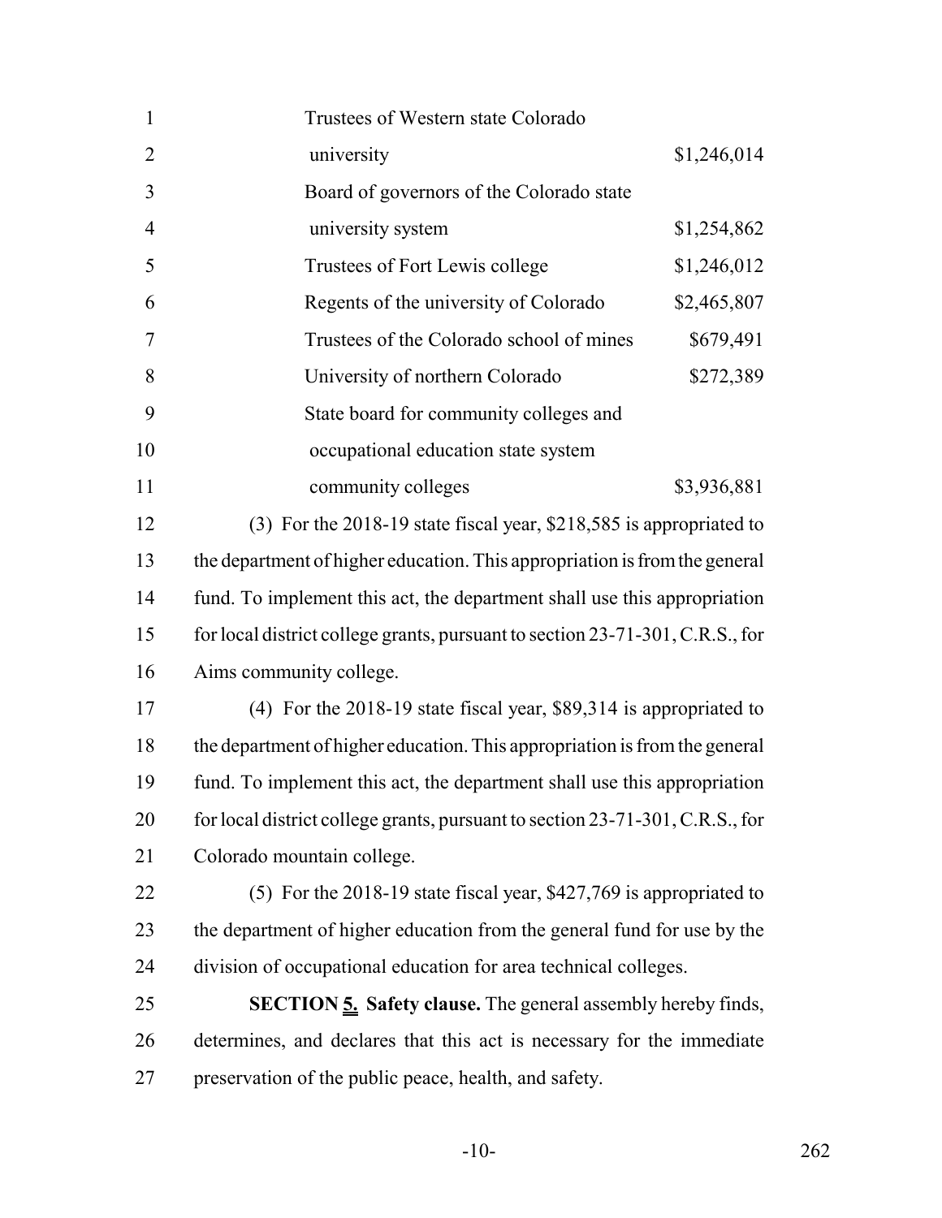| | |
|---|---|
| Trustees of Western state Colorado university | $1,246,014 |
| Board of governors of the Colorado state university system | $1,254,862 |
| Trustees of Fort Lewis college | $1,246,012 |
| Regents of the university of Colorado | $2,465,807 |
| Trustees of the Colorado school of mines | $679,491 |
| University of northern Colorado | $272,389 |
| State board for community colleges and occupational education state system community colleges | $3,936,881 |

(3) For the 2018-19 state fiscal year, $218,585 is appropriated to the department of higher education. This appropriation is from the general fund. To implement this act, the department shall use this appropriation for local district college grants, pursuant to section 23-71-301, C.R.S., for Aims community college.

(4) For the 2018-19 state fiscal year, $89,314 is appropriated to the department of higher education. This appropriation is from the general fund. To implement this act, the department shall use this appropriation for local district college grants, pursuant to section 23-71-301, C.R.S., for Colorado mountain college.

(5) For the 2018-19 state fiscal year, $427,769 is appropriated to the department of higher education from the general fund for use by the division of occupational education for area technical colleges.

**SECTION 5. Safety clause.** The general assembly hereby finds, determines, and declares that this act is necessary for the immediate preservation of the public peace, health, and safety.